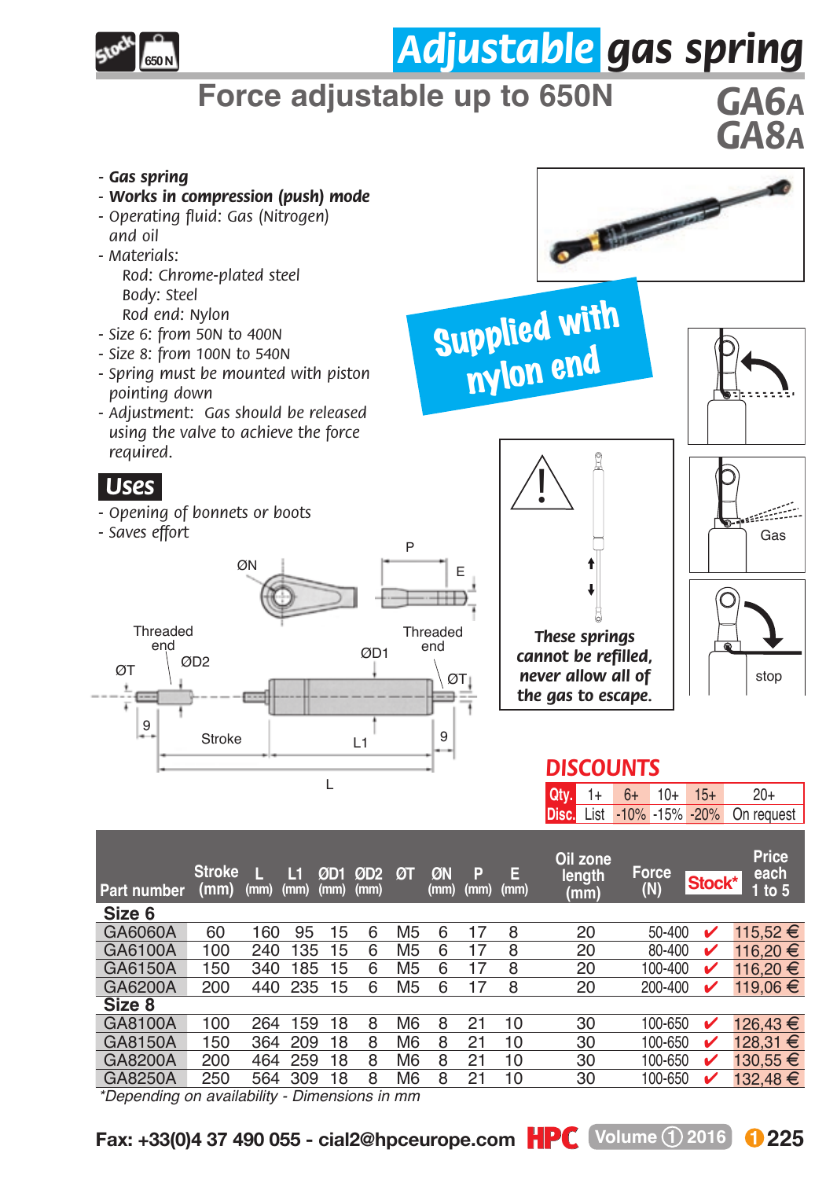# Adjustable gas spring

## Force adjustable up to 650N

**GA6A**
**GA8A**

- ***Gas spring***
- ***Works in compression (push) mode***
- *Operating fluid: Gas (Nitrogen) and oil*
- *Materials:*
  - *Rod: Chrome-plated steel*
  - *Body: Steel*
  - *Rod end: Nylon*
- *Size 6: from 50N to 400N*
- *Size 8: from 100N to 540N*
- *Spring must be mounted with piston pointing down*
- *Adjustment: Gas should be released using the valve to achieve the force required.*

**Supplied with nylon end**

## Uses

- *Opening of bonnets or boots*
- *Saves effort*

***These springs cannot be refilled, never allow all of the gas to escape.***

Gas

stop

ØN, P, E, Threaded end, ØT, ØD2, ØD1, Threaded end, ØT, 9, Stroke, L1, 9, L

## DISCOUNTS

| Qty. | 1+ | 6+ | 10+ | 15+ | 20+ |
|---|---|---|---|---|---|
| Disc. | List | -10% | -15% | -20% | On request |

| Part number | Stroke (mm) | L (mm) | L1 (mm) | ØD1 (mm) | ØD2 (mm) | ØT | ØN (mm) | P (mm) | E (mm) | Oil zone length (mm) | Force (N) | Stock* | Price each 1 to 5 |
|---|---|---|---|---|---|---|---|---|---|---|---|---|---|
| **Size 6** | | | | | | | | | | | | | |
| GA6060A | 60 | 160 | 95 | 15 | 6 | M5 | 6 | 17 | 8 | 20 | 50-400 | ✔ | 115,52 € |
| GA6100A | 100 | 240 | 135 | 15 | 6 | M5 | 6 | 17 | 8 | 20 | 80-400 | ✔ | 116,20 € |
| GA6150A | 150 | 340 | 185 | 15 | 6 | M5 | 6 | 17 | 8 | 20 | 100-400 | ✔ | 116,20 € |
| GA6200A | 200 | 440 | 235 | 15 | 6 | M5 | 6 | 17 | 8 | 20 | 200-400 | ✔ | 119,06 € |
| **Size 8** | | | | | | | | | | | | | |
| GA8100A | 100 | 264 | 159 | 18 | 8 | M6 | 8 | 21 | 10 | 30 | 100-650 | ✔ | 126,43 € |
| GA8150A | 150 | 364 | 209 | 18 | 8 | M6 | 8 | 21 | 10 | 30 | 100-650 | ✔ | 128,31 € |
| GA8200A | 200 | 464 | 259 | 18 | 8 | M6 | 8 | 21 | 10 | 30 | 100-650 | ✔ | 130,55 € |
| GA8250A | 250 | 564 | 309 | 18 | 8 | M6 | 8 | 21 | 10 | 30 | 100-650 | ✔ | 132,48 € |

*Depending on availability - Dimensions in mm

Fax: +33(0)4 37 490 055 - cial2@hpceurope.com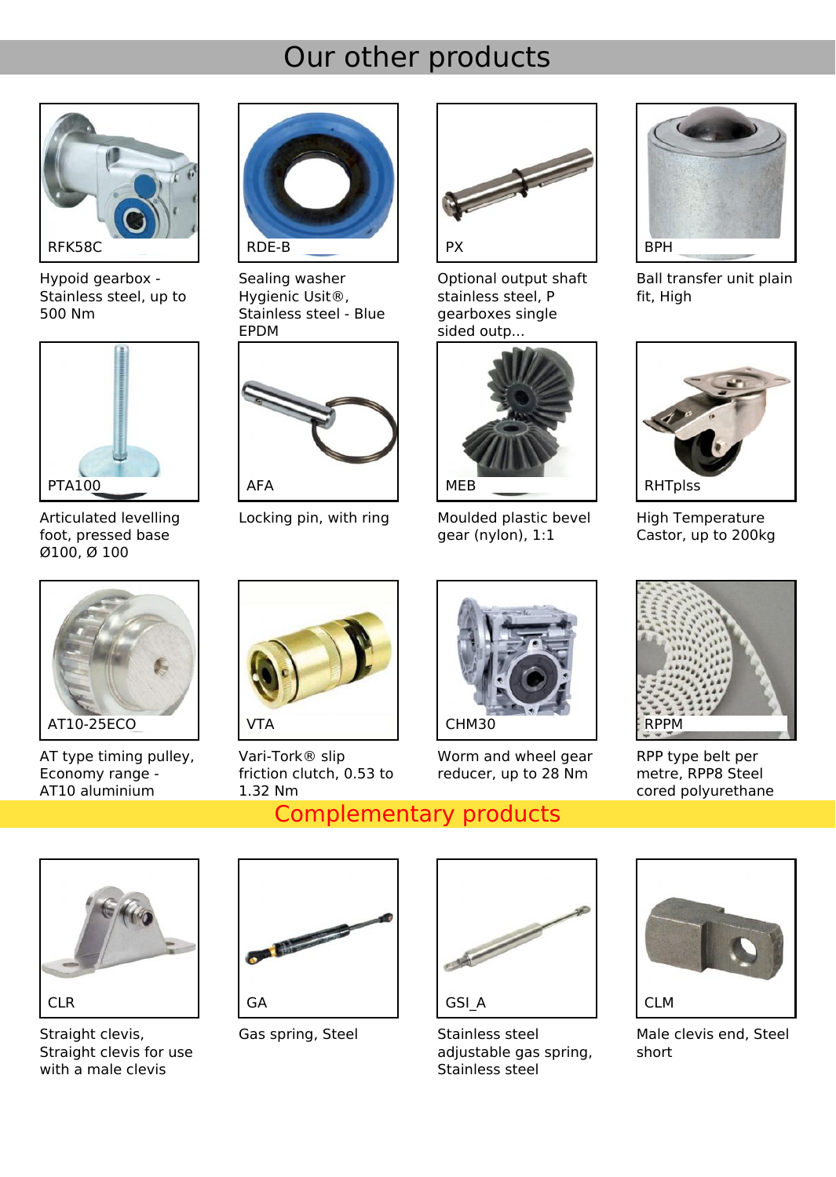# Our other products

RFK58C

Hypoid gearbox - Stainless steel, up to 500 Nm

RDE-B

Sealing washer Hygienic Usit®, Stainless steel - Blue EPDM

PX

Optional output shaft stainless steel, P gearboxes single sided outp...

BPH

Ball transfer unit plain fit, High

PTA100

Articulated levelling foot, pressed base Ø100, Ø 100

AFA

Locking pin, with ring

MEB

Moulded plastic bevel gear (nylon), 1:1

RHTplss

High Temperature Castor, up to 200kg

AT10-25ECO

AT type timing pulley, Economy range - AT10 aluminium

VTA

Vari-Tork® slip friction clutch, 0.53 to 1.32 Nm

CHM30

Worm and wheel gear reducer, up to 28 Nm

RPPM

RPP type belt per metre, RPP8 Steel cored polyurethane

# Complementary products

CLR

Straight clevis, Straight clevis for use with a male clevis

GA

Gas spring, Steel

GSI_A

Stainless steel adjustable gas spring, Stainless steel

CLM

Male clevis end, Steel short